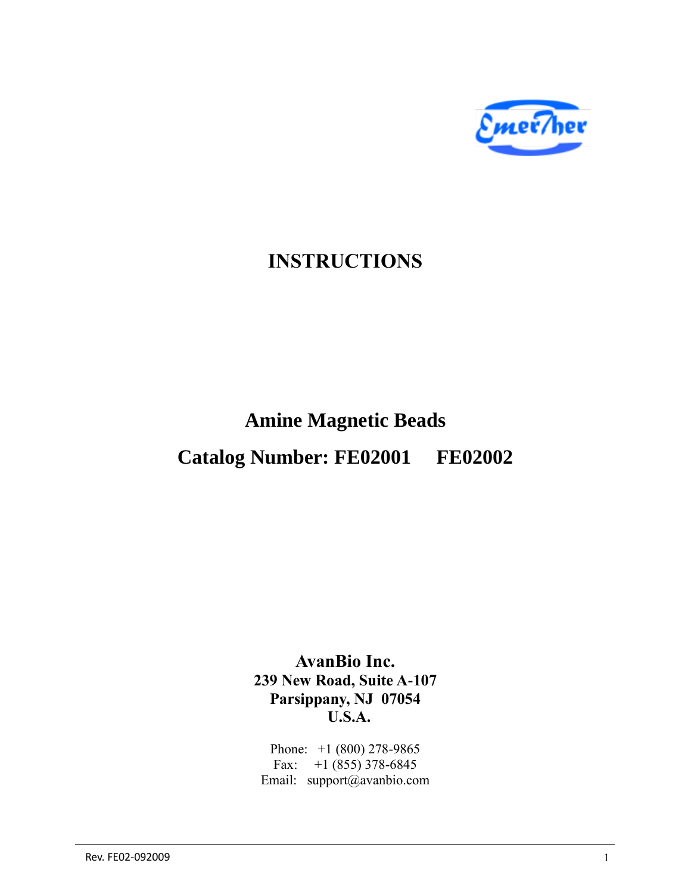EmerTher

# INSTRUCTIONS

## Amine Magnetic Beads

## Catalog Number: FE02001 FE02002

**AvanBio Inc.**
**239 New Road, Suite A-107**
**Parsippany, NJ 07054**
**U.S.A.**

Phone: +1 (800) 278-9865
Fax: +1 (855) 378-6845
Email: support@avanbio.com

Rev. FE02-092009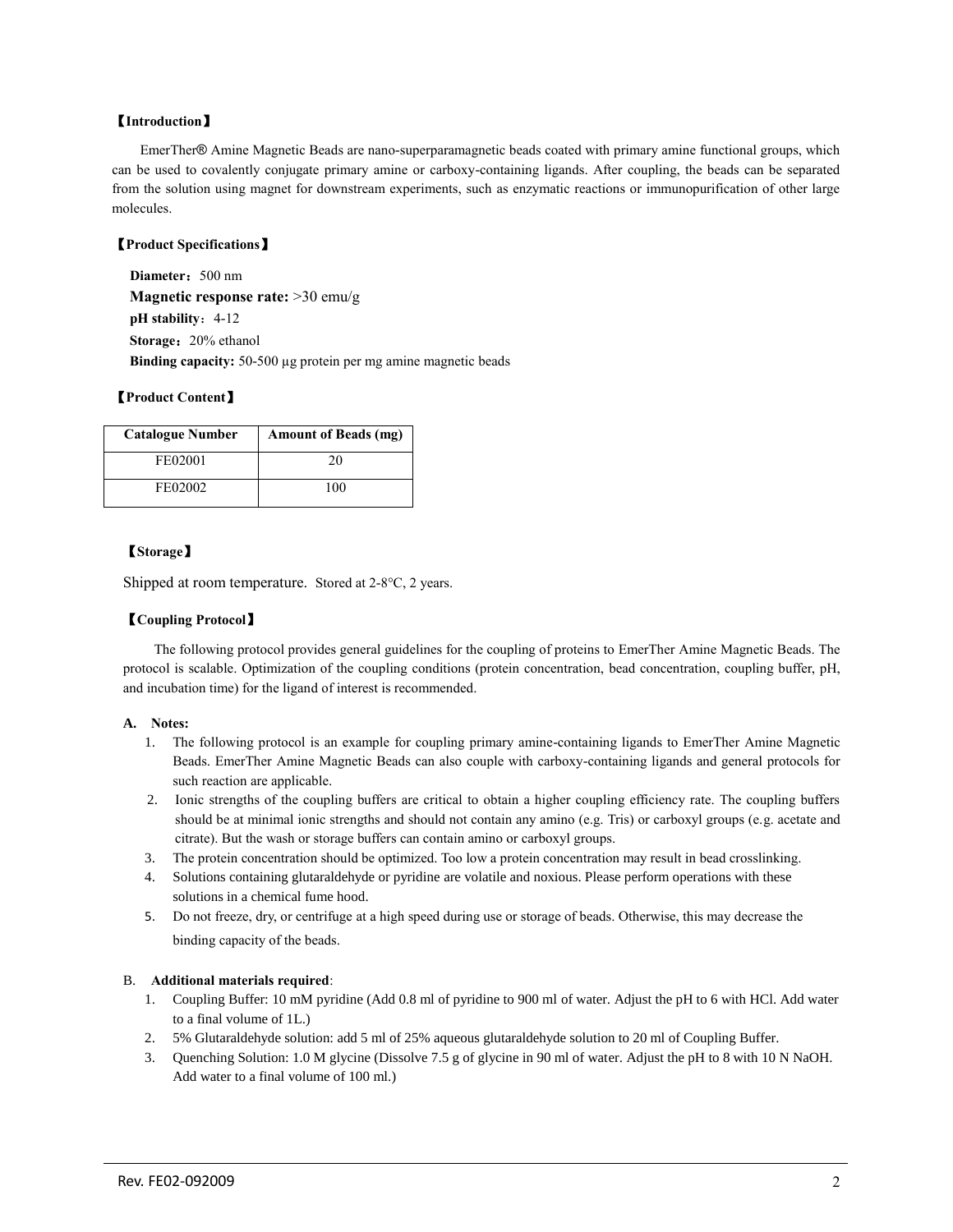## 【Introduction】

EmerTher® Amine Magnetic Beads are nano-superparamagnetic beads coated with primary amine functional groups, which can be used to covalently conjugate primary amine or carboxy-containing ligands. After coupling, the beads can be separated from the solution using magnet for downstream experiments, such as enzymatic reactions or immunopurification of other large molecules.

## 【Product Specifications】

**Diameter**：500 nm

**Magnetic response rate:** >30 emu/g

**pH stability**：4-12

**Storage**：20% ethanol

**Binding capacity:** 50-500 μg protein per mg amine magnetic beads

## 【Product Content】

| Catalogue Number | Amount of Beads (mg) |
| --- | --- |
| FE02001 | 20 |
| FE02002 | 100 |

## 【Storage】

Shipped at room temperature. Stored at 2-8°C, 2 years.

## 【Coupling Protocol】

The following protocol provides general guidelines for the coupling of proteins to EmerTher Amine Magnetic Beads. The protocol is scalable. Optimization of the coupling conditions (protein concentration, bead concentration, coupling buffer, pH, and incubation time) for the ligand of interest is recommended.

**A. Notes:**

1. The following protocol is an example for coupling primary amine-containing ligands to EmerTher Amine Magnetic Beads. EmerTher Amine Magnetic Beads can also couple with carboxy-containing ligands and general protocols for such reaction are applicable.
2. Ionic strengths of the coupling buffers are critical to obtain a higher coupling efficiency rate. The coupling buffers should be at minimal ionic strengths and should not contain any amino (e.g. Tris) or carboxyl groups (e.g. acetate and citrate). But the wash or storage buffers can contain amino or carboxyl groups.
3. The protein concentration should be optimized. Too low a protein concentration may result in bead crosslinking.
4. Solutions containing glutaraldehyde or pyridine are volatile and noxious. Please perform operations with these solutions in a chemical fume hood.
5. Do not freeze, dry, or centrifuge at a high speed during use or storage of beads. Otherwise, this may decrease the binding capacity of the beads.

B. **Additional materials required**:

1. Coupling Buffer: 10 mM pyridine (Add 0.8 ml of pyridine to 900 ml of water. Adjust the pH to 6 with HCl. Add water to a final volume of 1L.)
2. 5% Glutaraldehyde solution: add 5 ml of 25% aqueous glutaraldehyde solution to 20 ml of Coupling Buffer.
3. Quenching Solution: 1.0 M glycine (Dissolve 7.5 g of glycine in 90 ml of water. Adjust the pH to 8 with 10 N NaOH. Add water to a final volume of 100 ml.)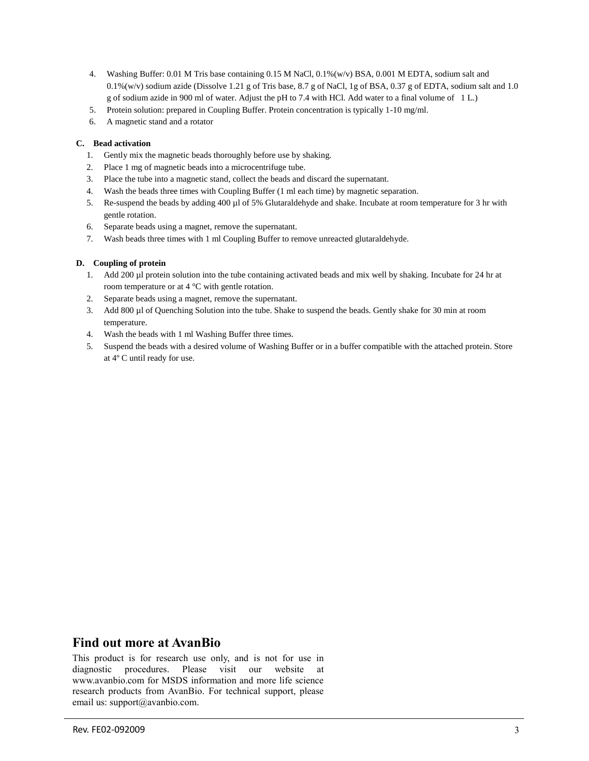4. Washing Buffer: 0.01 M Tris base containing 0.15 M NaCl, 0.1%(w/v) BSA, 0.001 M EDTA, sodium salt and 0.1%(w/v) sodium azide (Dissolve 1.21 g of Tris base, 8.7 g of NaCl, 1g of BSA, 0.37 g of EDTA, sodium salt and 1.0 g of sodium azide in 900 ml of water. Adjust the pH to 7.4 with HCl. Add water to a final volume of 1 L.)
5. Protein solution: prepared in Coupling Buffer. Protein concentration is typically 1-10 mg/ml.
6. A magnetic stand and a rotator

**C. Bead activation**

1. Gently mix the magnetic beads thoroughly before use by shaking.
2. Place 1 mg of magnetic beads into a microcentrifuge tube.
3. Place the tube into a magnetic stand, collect the beads and discard the supernatant.
4. Wash the beads three times with Coupling Buffer (1 ml each time) by magnetic separation.
5. Re-suspend the beads by adding 400 µl of 5% Glutaraldehyde and shake. Incubate at room temperature for 3 hr with gentle rotation.
6. Separate beads using a magnet, remove the supernatant.
7. Wash beads three times with 1 ml Coupling Buffer to remove unreacted glutaraldehyde.

**D. Coupling of protein**

1. Add 200 µl protein solution into the tube containing activated beads and mix well by shaking. Incubate for 24 hr at room temperature or at 4 °C with gentle rotation.
2. Separate beads using a magnet, remove the supernatant.
3. Add 800 µl of Quenching Solution into the tube. Shake to suspend the beads. Gently shake for 30 min at room temperature.
4. Wash the beads with 1 ml Washing Buffer three times.
5. Suspend the beads with a desired volume of Washing Buffer or in a buffer compatible with the attached protein. Store at 4º C until ready for use.

## Find out more at AvanBio

This product is for research use only, and is not for use in diagnostic procedures. Please visit our website at www.avanbio.com for MSDS information and more life science research products from AvanBio. For technical support, please email us: support@avanbio.com.

Rev. FE02-092009